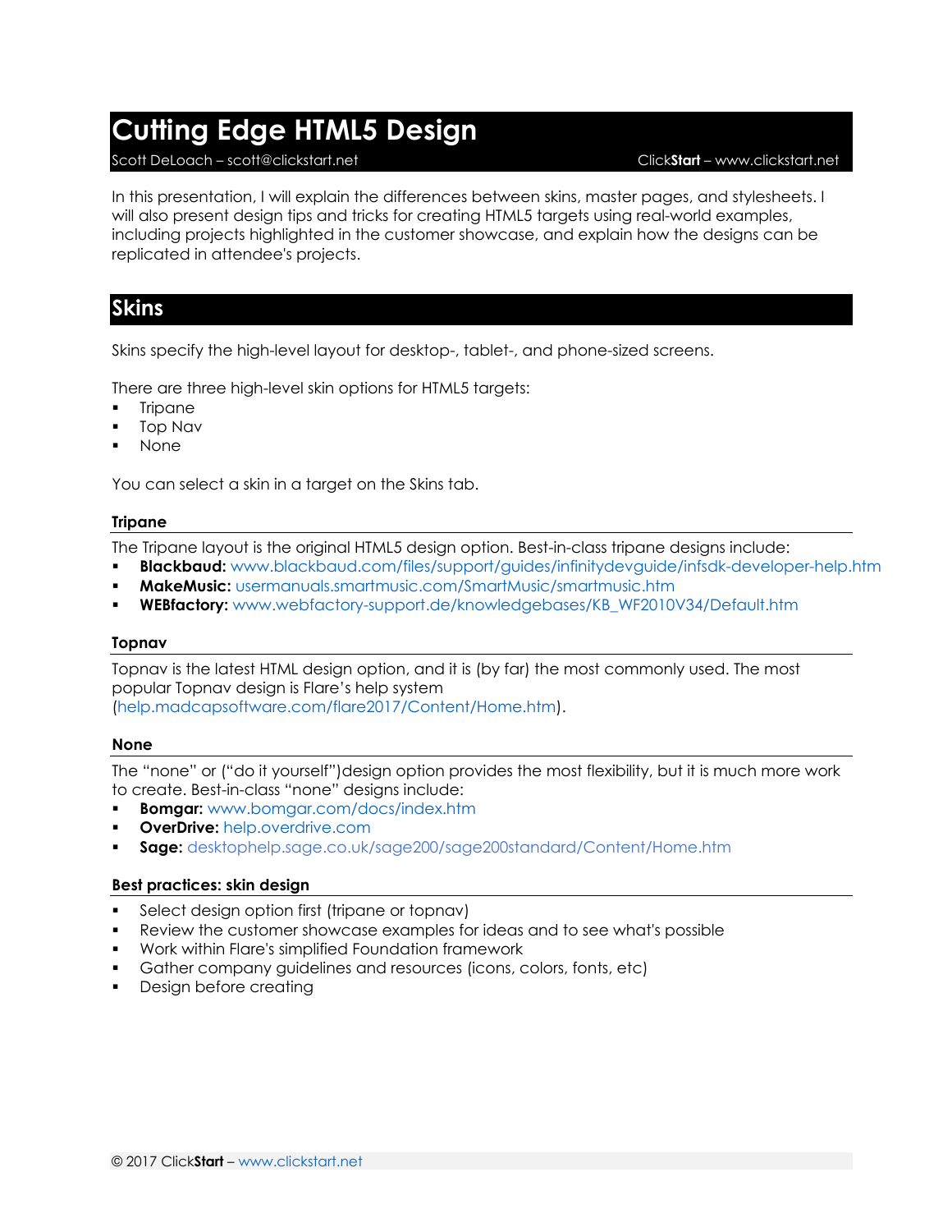# Cutting Edge HTML5 Design

Scott DeLoach – scott@clickstart.net　　　　　　　　　　ClickStart – www.clickstart.net

In this presentation, I will explain the differences between skins, master pages, and stylesheets. I will also present design tips and tricks for creating HTML5 targets using real-world examples, including projects highlighted in the customer showcase, and explain how the designs can be replicated in attendee's projects.

## Skins

Skins specify the high-level layout for desktop-, tablet-, and phone-sized screens.

There are three high-level skin options for HTML5 targets:

- Tripane
- Top Nav
- None

You can select a skin in a target on the Skins tab.

### Tripane

The Tripane layout is the original HTML5 design option. Best-in-class tripane designs include:

- **Blackbaud:** www.blackbaud.com/files/support/guides/infinitydevguide/infsdk-developer-help.htm
- **MakeMusic:** usermanuals.smartmusic.com/SmartMusic/smartmusic.htm
- **WEBfactory:** www.webfactory-support.de/knowledgebases/KB_WF2010V34/Default.htm

### Topnav

Topnav is the latest HTML design option, and it is (by far) the most commonly used. The most popular Topnav design is Flare's help system (help.madcapsoftware.com/flare2017/Content/Home.htm).

### None

The "none" or ("do it yourself")design option provides the most flexibility, but it is much more work to create. Best-in-class "none" designs include:

- **Bomgar:** www.bomgar.com/docs/index.htm
- **OverDrive:** help.overdrive.com
- **Sage:** desktophelp.sage.co.uk/sage200/sage200standard/Content/Home.htm

### Best practices: skin design

- Select design option first (tripane or topnav)
- Review the customer showcase examples for ideas and to see what's possible
- Work within Flare's simplified Foundation framework
- Gather company guidelines and resources (icons, colors, fonts, etc)
- Design before creating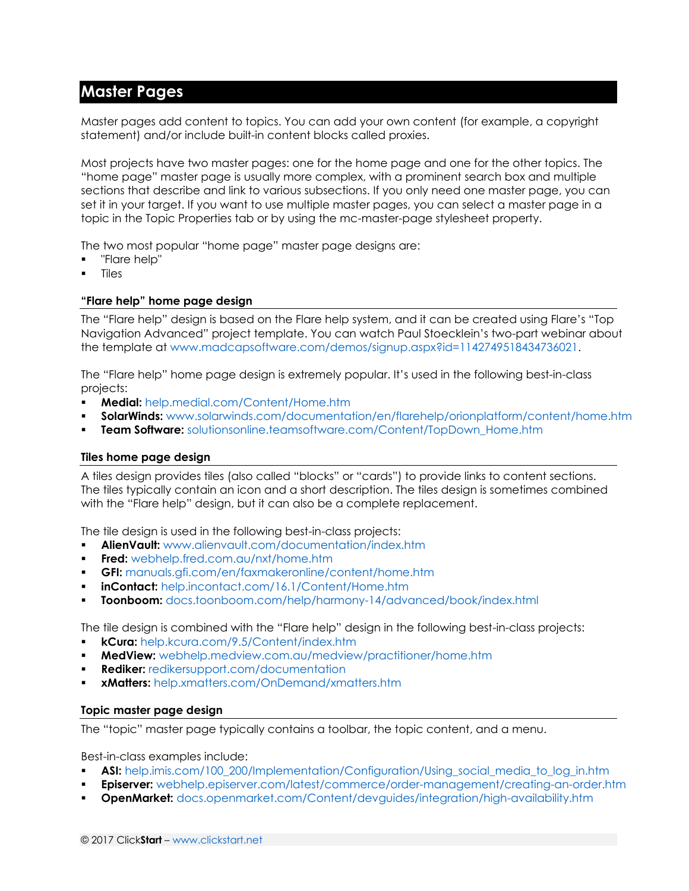# Master Pages

Master pages add content to topics. You can add your own content (for example, a copyright statement) and/or include built-in content blocks called proxies.

Most projects have two master pages: one for the home page and one for the other topics. The "home page" master page is usually more complex, with a prominent search box and multiple sections that describe and link to various subsections. If you only need one master page, you can set it in your target. If you want to use multiple master pages, you can select a master page in a topic in the Topic Properties tab or by using the mc-master-page stylesheet property.

The two most popular "home page" master page designs are:

- "Flare help"
- Tiles

### "Flare help" home page design

The "Flare help" design is based on the Flare help system, and it can be created using Flare's "Top Navigation Advanced" project template. You can watch Paul Stoecklein's two-part webinar about the template at www.madcapsoftware.com/demos/signup.aspx?id=1142749518434736021.

The "Flare help" home page design is extremely popular. It's used in the following best-in-class projects:

- **Medial:** help.medial.com/Content/Home.htm
- **SolarWinds:** www.solarwinds.com/documentation/en/flarehelp/orionplatform/content/home.htm
- **Team Software:** solutionsonline.teamsoftware.com/Content/TopDown_Home.htm

### Tiles home page design

A tiles design provides tiles (also called "blocks" or "cards") to provide links to content sections. The tiles typically contain an icon and a short description. The tiles design is sometimes combined with the "Flare help" design, but it can also be a complete replacement.

The tile design is used in the following best-in-class projects:

- **AlienVault:** www.alienvault.com/documentation/index.htm
- **Fred:** webhelp.fred.com.au/nxt/home.htm
- **GFI:** manuals.gfi.com/en/faxmakeronline/content/home.htm
- **inContact:** help.incontact.com/16.1/Content/Home.htm
- **Toonboom:** docs.toonboom.com/help/harmony-14/advanced/book/index.html

The tile design is combined with the "Flare help" design in the following best-in-class projects:

- **kCura:** help.kcura.com/9.5/Content/index.htm
- **MedView:** webhelp.medview.com.au/medview/practitioner/home.htm
- **Rediker:** redikersupport.com/documentation
- **xMatters:** help.xmatters.com/OnDemand/xmatters.htm

### Topic master page design

The "topic" master page typically contains a toolbar, the topic content, and a menu.

Best-in-class examples include:

- **ASI:** help.imis.com/100_200/Implementation/Configuration/Using_social_media_to_log_in.htm
- **Episerver:** webhelp.episerver.com/latest/commerce/order-management/creating-an-order.htm
- **OpenMarket:** docs.openmarket.com/Content/devguides/integration/high-availability.htm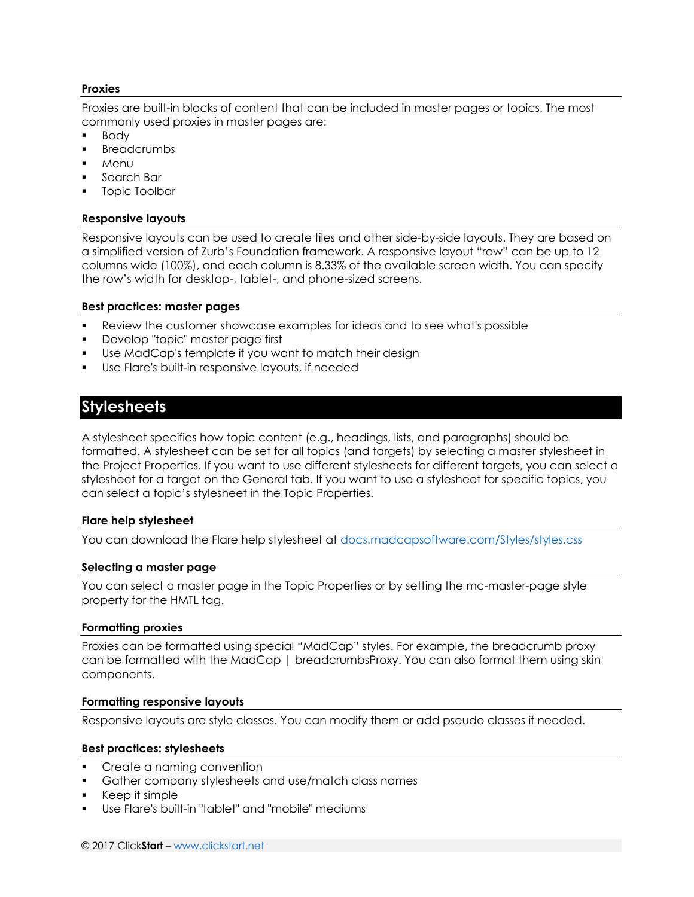### Proxies

Proxies are built-in blocks of content that can be included in master pages or topics. The most commonly used proxies in master pages are:

- Body
- Breadcrumbs
- Menu
- Search Bar
- Topic Toolbar

### Responsive layouts

Responsive layouts can be used to create tiles and other side-by-side layouts. They are based on a simplified version of Zurb's Foundation framework. A responsive layout "row" can be up to 12 columns wide (100%), and each column is 8.33% of the available screen width. You can specify the row's width for desktop-, tablet-, and phone-sized screens.

### Best practices: master pages

- Review the customer showcase examples for ideas and to see what's possible
- Develop "topic" master page first
- Use MadCap's template if you want to match their design
- Use Flare's built-in responsive layouts, if needed

## Stylesheets

A stylesheet specifies how topic content (e.g., headings, lists, and paragraphs) should be formatted. A stylesheet can be set for all topics (and targets) by selecting a master stylesheet in the Project Properties. If you want to use different stylesheets for different targets, you can select a stylesheet for a target on the General tab. If you want to use a stylesheet for specific topics, you can select a topic's stylesheet in the Topic Properties.

### Flare help stylesheet

You can download the Flare help stylesheet at docs.madcapsoftware.com/Styles/styles.css

### Selecting a master page

You can select a master page in the Topic Properties or by setting the mc-master-page style property for the HMTL tag.

### Formatting proxies

Proxies can be formatted using special "MadCap" styles. For example, the breadcrumb proxy can be formatted with the MadCap | breadcrumbsProxy. You can also format them using skin components.

### Formatting responsive layouts

Responsive layouts are style classes. You can modify them or add pseudo classes if needed.

### Best practices: stylesheets

- Create a naming convention
- Gather company stylesheets and use/match class names
- Keep it simple
- Use Flare's built-in "tablet" and "mobile" mediums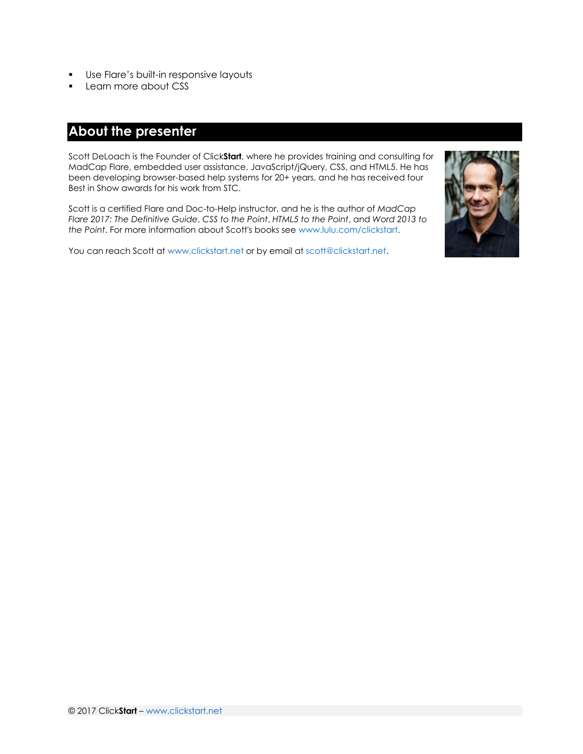- Use Flare's built-in responsive layouts
- Learn more about CSS

## About the presenter

Scott DeLoach is the Founder of Click**Start**, where he provides training and consulting for MadCap Flare, embedded user assistance, JavaScript/jQuery, CSS, and HTML5. He has been developing browser-based help systems for 20+ years, and he has received four Best in Show awards for his work from STC.

Scott is a certified Flare and Doc-to-Help instructor, and he is the author of *MadCap Flare 2017: The Definitive Guide*, *CSS to the Point*, *HTML5 to the Point*, and *Word 2013 to the Point*. For more information about Scott's books see www.lulu.com/clickstart.

You can reach Scott at www.clickstart.net or by email at scott@clickstart.net.